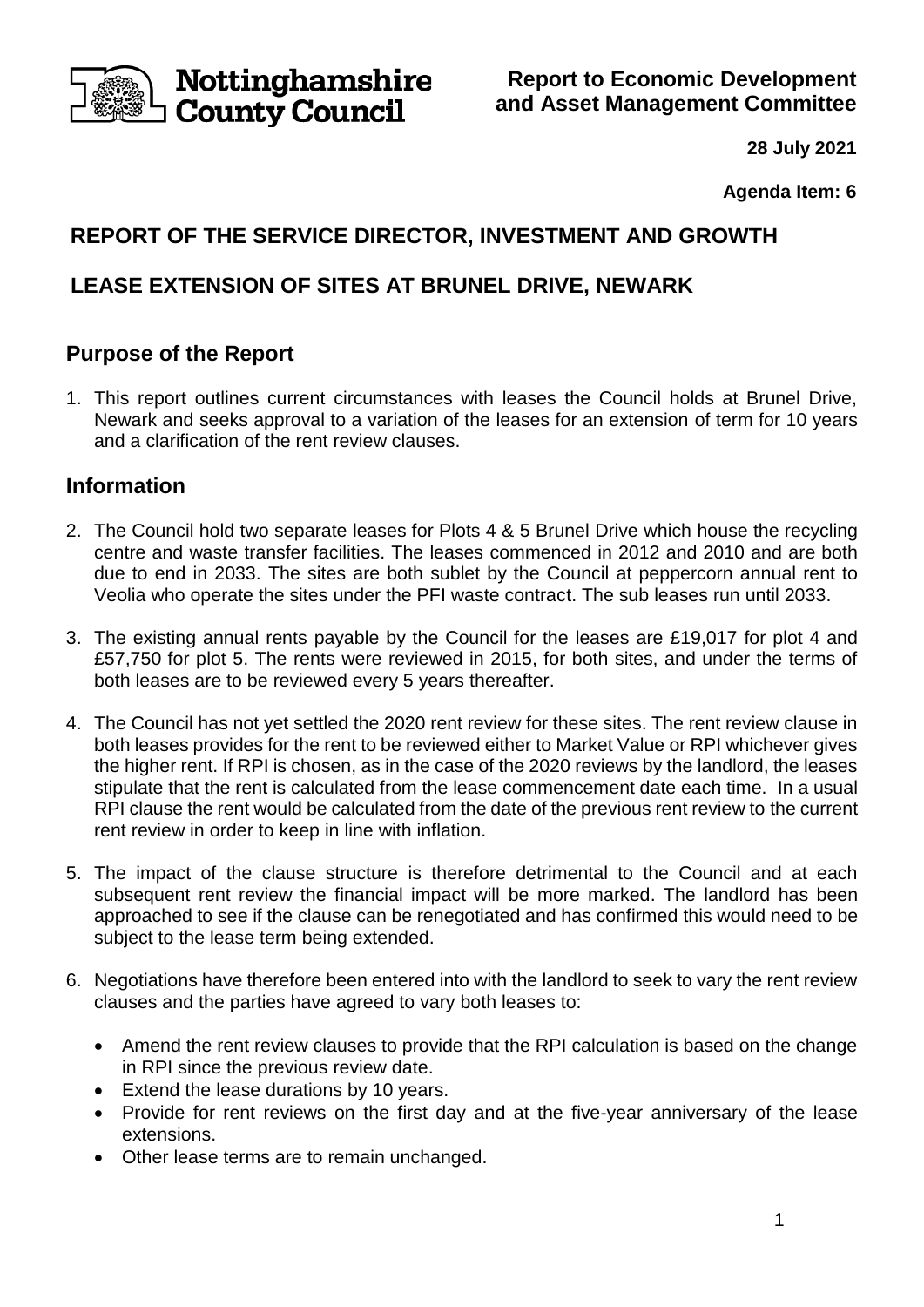**Nottinghamshire County Council**

**Report to Economic Development and Asset Management Committee**

**28 July 2021**

**Agenda Item: 6**

# REPORT OF THE SERVICE DIRECTOR, INVESTMENT AND GROWTH

# LEASE EXTENSION OF SITES AT BRUNEL DRIVE, NEWARK

## Purpose of the Report

1. This report outlines current circumstances with leases the Council holds at Brunel Drive, Newark and seeks approval to a variation of the leases for an extension of term for 10 years and a clarification of the rent review clauses.

## Information

2. The Council hold two separate leases for Plots 4 & 5 Brunel Drive which house the recycling centre and waste transfer facilities. The leases commenced in 2012 and 2010 and are both due to end in 2033. The sites are both sublet by the Council at peppercorn annual rent to Veolia who operate the sites under the PFI waste contract. The sub leases run until 2033.

3. The existing annual rents payable by the Council for the leases are £19,017 for plot 4 and £57,750 for plot 5. The rents were reviewed in 2015, for both sites, and under the terms of both leases are to be reviewed every 5 years thereafter.

4. The Council has not yet settled the 2020 rent review for these sites. The rent review clause in both leases provides for the rent to be reviewed either to Market Value or RPI whichever gives the higher rent. If RPI is chosen, as in the case of the 2020 reviews by the landlord, the leases stipulate that the rent is calculated from the lease commencement date each time. In a usual RPI clause the rent would be calculated from the date of the previous rent review to the current rent review in order to keep in line with inflation.

5. The impact of the clause structure is therefore detrimental to the Council and at each subsequent rent review the financial impact will be more marked. The landlord has been approached to see if the clause can be renegotiated and has confirmed this would need to be subject to the lease term being extended.

6. Negotiations have therefore been entered into with the landlord to seek to vary the rent review clauses and the parties have agreed to vary both leases to:

   - Amend the rent review clauses to provide that the RPI calculation is based on the change in RPI since the previous review date.
   - Extend the lease durations by 10 years.
   - Provide for rent reviews on the first day and at the five-year anniversary of the lease extensions.
   - Other lease terms are to remain unchanged.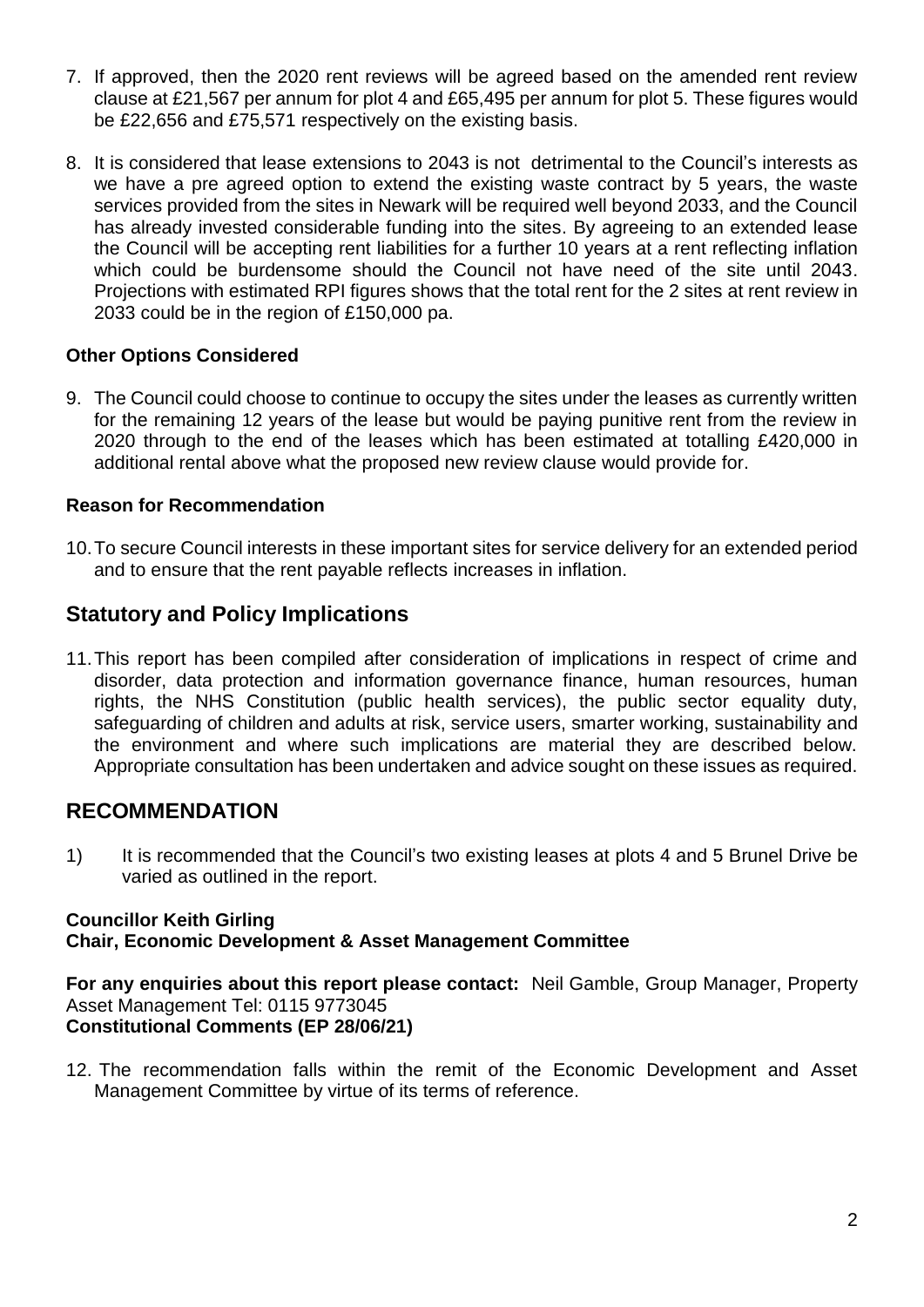7. If approved, then the 2020 rent reviews will be agreed based on the amended rent review clause at £21,567 per annum for plot 4 and £65,495 per annum for plot 5. These figures would be £22,656 and £75,571 respectively on the existing basis.

8. It is considered that lease extensions to 2043 is not detrimental to the Council's interests as we have a pre agreed option to extend the existing waste contract by 5 years, the waste services provided from the sites in Newark will be required well beyond 2033, and the Council has already invested considerable funding into the sites. By agreeing to an extended lease the Council will be accepting rent liabilities for a further 10 years at a rent reflecting inflation which could be burdensome should the Council not have need of the site until 2043. Projections with estimated RPI figures shows that the total rent for the 2 sites at rent review in 2033 could be in the region of £150,000 pa.

### Other Options Considered

9. The Council could choose to continue to occupy the sites under the leases as currently written for the remaining 12 years of the lease but would be paying punitive rent from the review in 2020 through to the end of the leases which has been estimated at totalling £420,000 in additional rental above what the proposed new review clause would provide for.

### Reason for Recommendation

10. To secure Council interests in these important sites for service delivery for an extended period and to ensure that the rent payable reflects increases in inflation.

## Statutory and Policy Implications

11. This report has been compiled after consideration of implications in respect of crime and disorder, data protection and information governance finance, human resources, human rights, the NHS Constitution (public health services), the public sector equality duty, safeguarding of children and adults at risk, service users, smarter working, sustainability and the environment and where such implications are material they are described below. Appropriate consultation has been undertaken and advice sought on these issues as required.

## RECOMMENDATION

1) It is recommended that the Council's two existing leases at plots 4 and 5 Brunel Drive be varied as outlined in the report.

**Councillor Keith Girling**
**Chair, Economic Development & Asset Management Committee**

**For any enquiries about this report please contact:** Neil Gamble, Group Manager, Property Asset Management Tel: 0115 9773045

**Constitutional Comments (EP 28/06/21)**

12. The recommendation falls within the remit of the Economic Development and Asset Management Committee by virtue of its terms of reference.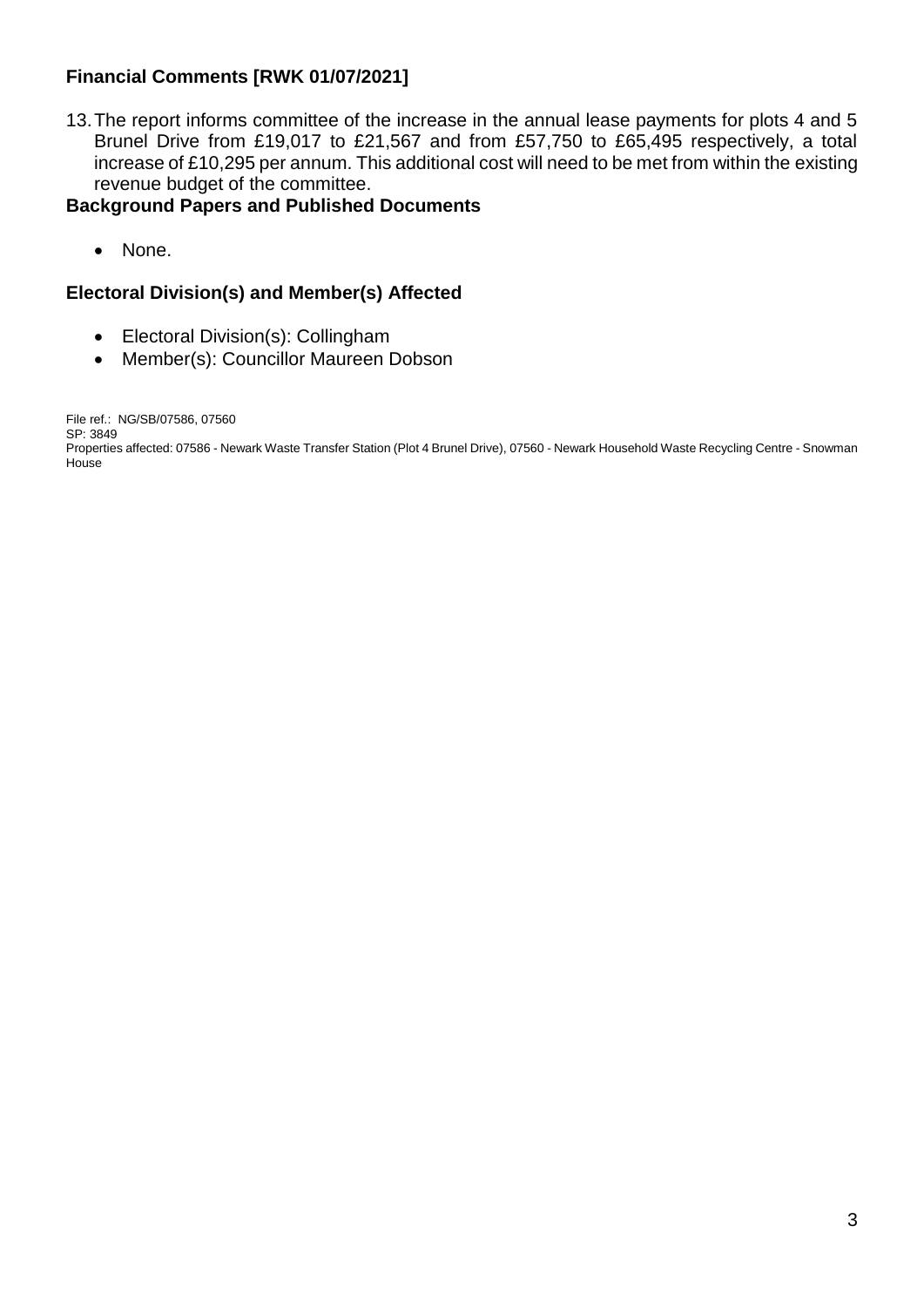## Financial Comments [RWK 01/07/2021]

13. The report informs committee of the increase in the annual lease payments for plots 4 and 5 Brunel Drive from £19,017 to £21,567 and from £57,750 to £65,495 respectively, a total increase of £10,295 per annum. This additional cost will need to be met from within the existing revenue budget of the committee.

## Background Papers and Published Documents

- None.

## Electoral Division(s) and Member(s) Affected

- Electoral Division(s): Collingham
- Member(s): Councillor Maureen Dobson

File ref.: NG/SB/07586, 07560
SP: 3849
Properties affected: 07586 - Newark Waste Transfer Station (Plot 4 Brunel Drive), 07560 - Newark Household Waste Recycling Centre - Snowman House